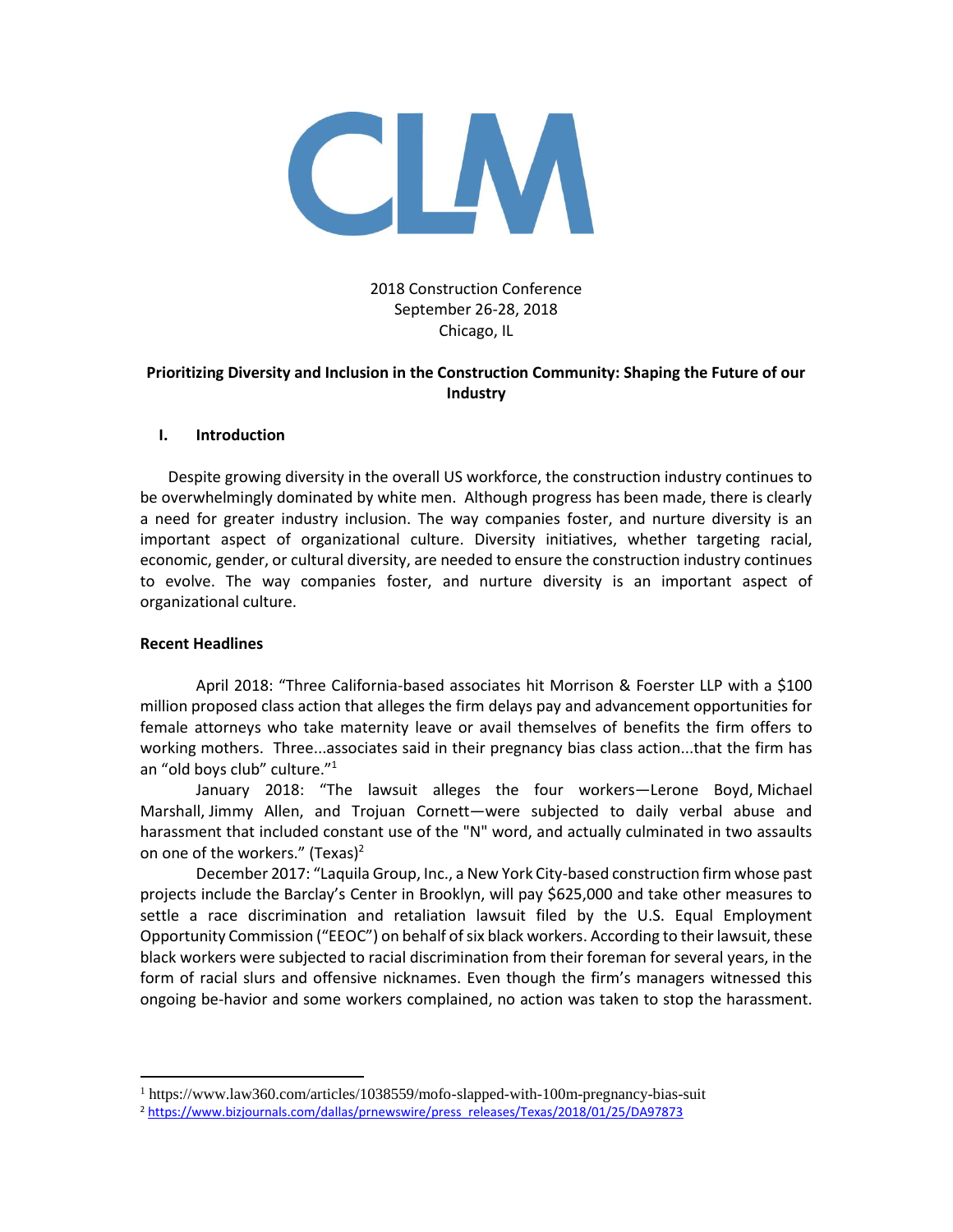2018 Construction Conference
September 26-28, 2018
Chicago, IL

**Prioritizing Diversity and Inclusion in the Construction Community: Shaping the Future of our Industry**

## I. Introduction

Despite growing diversity in the overall US workforce, the construction industry continues to be overwhelmingly dominated by white men. Although progress has been made, there is clearly a need for greater industry inclusion. The way companies foster, and nurture diversity is an important aspect of organizational culture. Diversity initiatives, whether targeting racial, economic, gender, or cultural diversity, are needed to ensure the construction industry continues to evolve. The way companies foster, and nurture diversity is an important aspect of organizational culture.

**Recent Headlines**

April 2018: "Three California-based associates hit Morrison & Foerster LLP with a $100 million proposed class action that alleges the firm delays pay and advancement opportunities for female attorneys who take maternity leave or avail themselves of benefits the firm offers to working mothers. Three...associates said in their pregnancy bias class action...that the firm has an "old boys club" culture."[1]

January 2018: "The lawsuit alleges the four workers—Lerone Boyd, Michael Marshall, Jimmy Allen, and Trojuan Cornett—were subjected to daily verbal abuse and harassment that included constant use of the "N" word, and actually culminated in two assaults on one of the workers." (Texas)[2]

December 2017: "Laquila Group, Inc., a New York City-based construction firm whose past projects include the Barclay's Center in Brooklyn, will pay $625,000 and take other measures to settle a race discrimination and retaliation lawsuit filed by the U.S. Equal Employment Opportunity Commission ("EEOC") on behalf of six black workers. According to their lawsuit, these black workers were subjected to racial discrimination from their foreman for several years, in the form of racial slurs and offensive nicknames. Even though the firm's managers witnessed this ongoing be-havior and some workers complained, no action was taken to stop the harassment.

---

[1] https://www.law360.com/articles/1038559/mofo-slapped-with-100m-pregnancy-bias-suit

[2] https://www.bizjournals.com/dallas/prnewswire/press_releases/Texas/2018/01/25/DA97873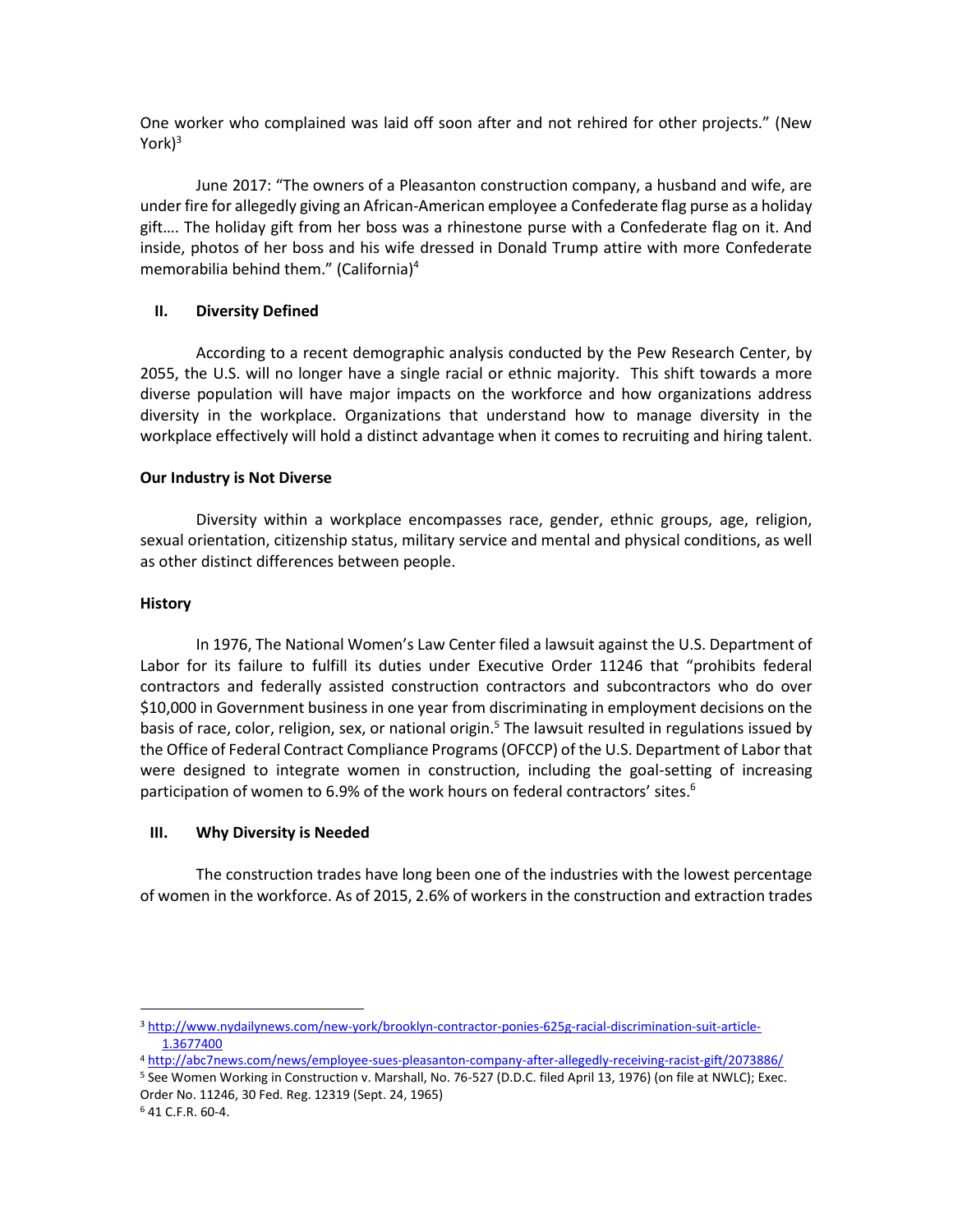One worker who complained was laid off soon after and not rehired for other projects." (New York)[3]

June 2017: "The owners of a Pleasanton construction company, a husband and wife, are under fire for allegedly giving an African-American employee a Confederate flag purse as a holiday gift…. The holiday gift from her boss was a rhinestone purse with a Confederate flag on it. And inside, photos of her boss and his wife dressed in Donald Trump attire with more Confederate memorabilia behind them." (California)[4]

## II. Diversity Defined

According to a recent demographic analysis conducted by the Pew Research Center, by 2055, the U.S. will no longer have a single racial or ethnic majority. This shift towards a more diverse population will have major impacts on the workforce and how organizations address diversity in the workplace. Organizations that understand how to manage diversity in the workplace effectively will hold a distinct advantage when it comes to recruiting and hiring talent.

### Our Industry is Not Diverse

Diversity within a workplace encompasses race, gender, ethnic groups, age, religion, sexual orientation, citizenship status, military service and mental and physical conditions, as well as other distinct differences between people.

### History

In 1976, The National Women's Law Center filed a lawsuit against the U.S. Department of Labor for its failure to fulfill its duties under Executive Order 11246 that "prohibits federal contractors and federally assisted construction contractors and subcontractors who do over $10,000 in Government business in one year from discriminating in employment decisions on the basis of race, color, religion, sex, or national origin.[5] The lawsuit resulted in regulations issued by the Office of Federal Contract Compliance Programs (OFCCP) of the U.S. Department of Labor that were designed to integrate women in construction, including the goal-setting of increasing participation of women to 6.9% of the work hours on federal contractors' sites.[6]

## III. Why Diversity is Needed

The construction trades have long been one of the industries with the lowest percentage of women in the workforce. As of 2015, 2.6% of workers in the construction and extraction trades

---

[3] http://www.nydailynews.com/new-york/brooklyn-contractor-ponies-625g-racial-discrimination-suit-article-1.3677400

[4] http://abc7news.com/news/employee-sues-pleasanton-company-after-allegedly-receiving-racist-gift/2073886/

[5] See Women Working in Construction v. Marshall, No. 76-527 (D.D.C. filed April 13, 1976) (on file at NWLC); Exec. Order No. 11246, 30 Fed. Reg. 12319 (Sept. 24, 1965)

[6] 41 C.F.R. 60-4.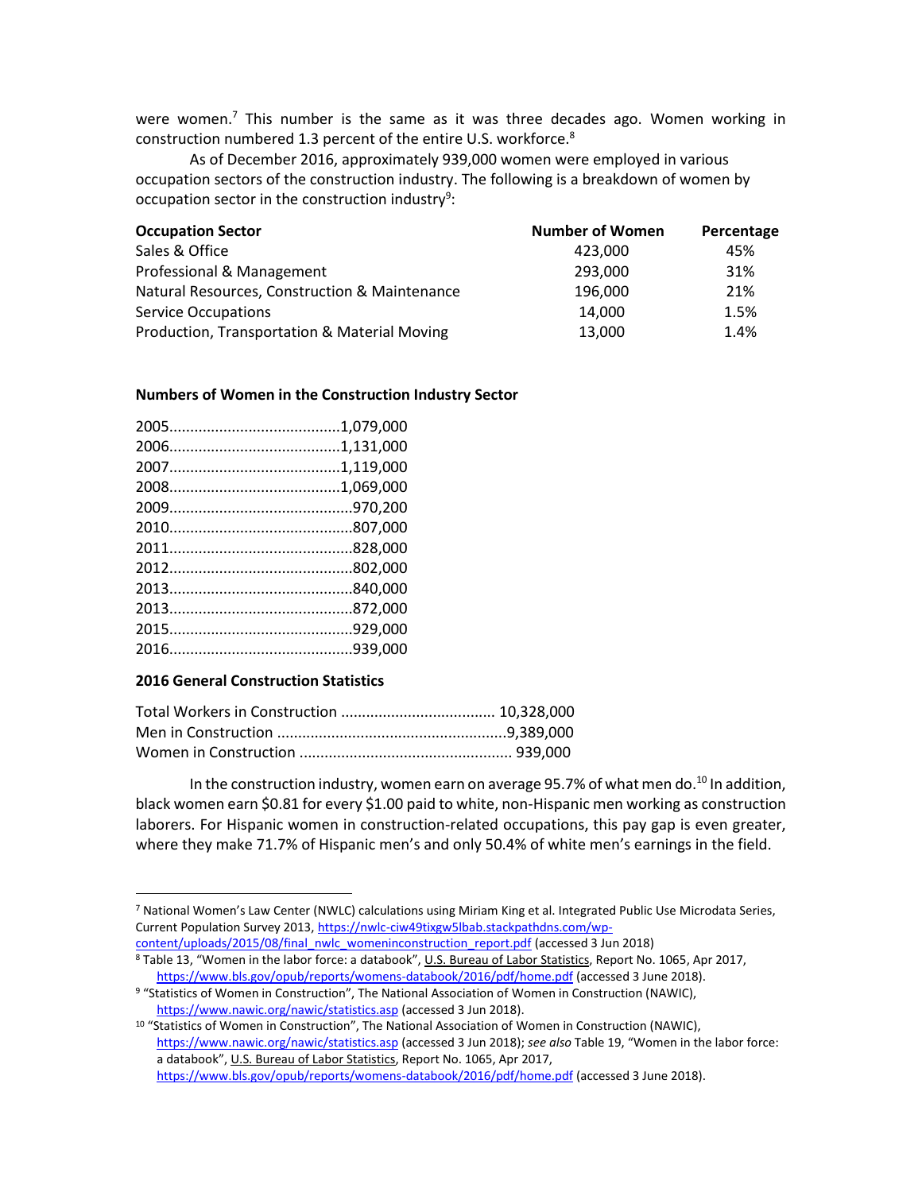were women.[7] This number is the same as it was three decades ago. Women working in construction numbered 1.3 percent of the entire U.S. workforce.[8]

As of December 2016, approximately 939,000 women were employed in various occupation sectors of the construction industry. The following is a breakdown of women by occupation sector in the construction industry[9]:

| Occupation Sector | Number of Women | Percentage |
|---|---|---|
| Sales & Office | 423,000 | 45% |
| Professional & Management | 293,000 | 31% |
| Natural Resources, Construction & Maintenance | 196,000 | 21% |
| Service Occupations | 14,000 | 1.5% |
| Production, Transportation & Material Moving | 13,000 | 1.4% |

**Numbers of Women in the Construction Industry Sector**

2005.........................................1,079,000
2006.........................................1,131,000
2007.........................................1,119,000
2008.........................................1,069,000
2009............................................970,200
2010............................................807,000
2011............................................828,000
2012............................................802,000
2013............................................840,000
2013............................................872,000
2015............................................929,000
2016............................................939,000

**2016 General Construction Statistics**

Total Workers in Construction .................................... 10,328,000
Men in Construction .......................................................9,389,000
Women in Construction .................................................. 939,000

In the construction industry, women earn on average 95.7% of what men do.[10] In addition, black women earn $0.81 for every $1.00 paid to white, non-Hispanic men working as construction laborers. For Hispanic women in construction-related occupations, this pay gap is even greater, where they make 71.7% of Hispanic men's and only 50.4% of white men's earnings in the field.

---

[7] National Women's Law Center (NWLC) calculations using Miriam King et al. Integrated Public Use Microdata Series, Current Population Survey 2013, https://nwlc-ciw49tixgw5lbab.stackpathdns.com/wp-content/uploads/2015/08/final_nwlc_womeninconstruction_report.pdf (accessed 3 Jun 2018)

[8] Table 13, "Women in the labor force: a databook", U.S. Bureau of Labor Statistics, Report No. 1065, Apr 2017, https://www.bls.gov/opub/reports/womens-databook/2016/pdf/home.pdf (accessed 3 June 2018).

[9] "Statistics of Women in Construction", The National Association of Women in Construction (NAWIC), https://www.nawic.org/nawic/statistics.asp (accessed 3 Jun 2018).

[10] "Statistics of Women in Construction", The National Association of Women in Construction (NAWIC), https://www.nawic.org/nawic/statistics.asp (accessed 3 Jun 2018); *see also* Table 19, "Women in the labor force: a databook", U.S. Bureau of Labor Statistics, Report No. 1065, Apr 2017, https://www.bls.gov/opub/reports/womens-databook/2016/pdf/home.pdf (accessed 3 June 2018).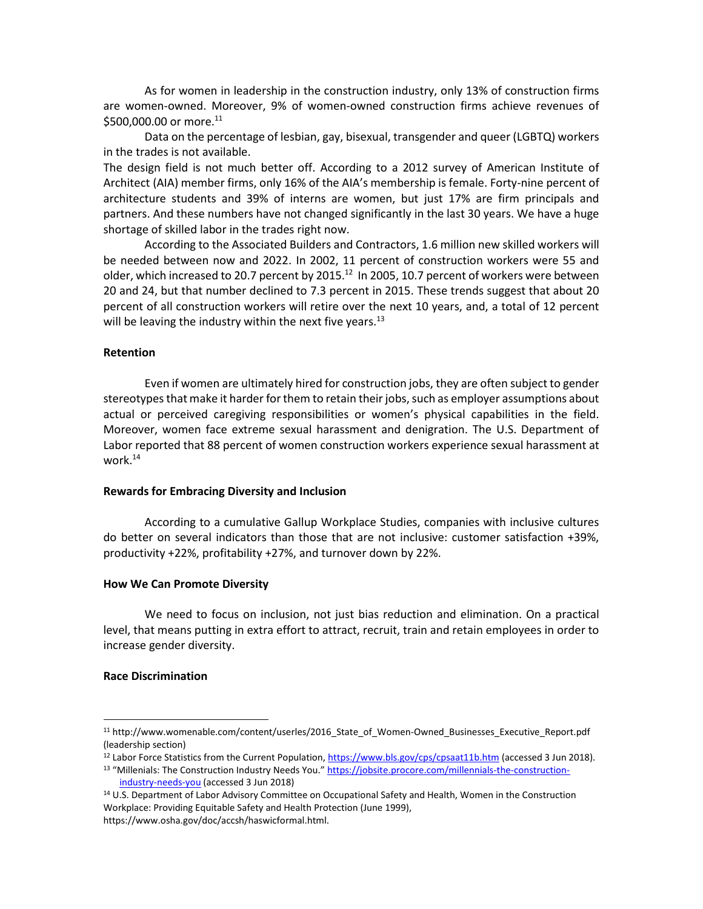As for women in leadership in the construction industry, only 13% of construction firms are women-owned. Moreover, 9% of women-owned construction firms achieve revenues of $500,000.00 or more.[11]

Data on the percentage of lesbian, gay, bisexual, transgender and queer (LGBTQ) workers in the trades is not available.

The design field is not much better off. According to a 2012 survey of American Institute of Architect (AIA) member firms, only 16% of the AIA's membership is female. Forty-nine percent of architecture students and 39% of interns are women, but just 17% are firm principals and partners. And these numbers have not changed significantly in the last 30 years. We have a huge shortage of skilled labor in the trades right now.

According to the Associated Builders and Contractors, 1.6 million new skilled workers will be needed between now and 2022. In 2002, 11 percent of construction workers were 55 and older, which increased to 20.7 percent by 2015.[12] In 2005, 10.7 percent of workers were between 20 and 24, but that number declined to 7.3 percent in 2015. These trends suggest that about 20 percent of all construction workers will retire over the next 10 years, and, a total of 12 percent will be leaving the industry within the next five years.[13]

**Retention**

Even if women are ultimately hired for construction jobs, they are often subject to gender stereotypes that make it harder for them to retain their jobs, such as employer assumptions about actual or perceived caregiving responsibilities or women's physical capabilities in the field. Moreover, women face extreme sexual harassment and denigration. The U.S. Department of Labor reported that 88 percent of women construction workers experience sexual harassment at work.[14]

**Rewards for Embracing Diversity and Inclusion**

According to a cumulative Gallup Workplace Studies, companies with inclusive cultures do better on several indicators than those that are not inclusive: customer satisfaction +39%, productivity +22%, profitability +27%, and turnover down by 22%.

**How We Can Promote Diversity**

We need to focus on inclusion, not just bias reduction and elimination. On a practical level, that means putting in extra effort to attract, recruit, train and retain employees in order to increase gender diversity.

**Race Discrimination**

---

[11] http://www.womenable.com/content/userles/2016_State_of_Women-Owned_Businesses_Executive_Report.pdf (leadership section)

[12] Labor Force Statistics from the Current Population, https://www.bls.gov/cps/cpsaat11b.htm (accessed 3 Jun 2018).

[13] "Millenials: The Construction Industry Needs You." https://jobsite.procore.com/millennials-the-construction-industry-needs-you (accessed 3 Jun 2018)

[14] U.S. Department of Labor Advisory Committee on Occupational Safety and Health, Women in the Construction Workplace: Providing Equitable Safety and Health Protection (June 1999), https://www.osha.gov/doc/accsh/haswicformal.html.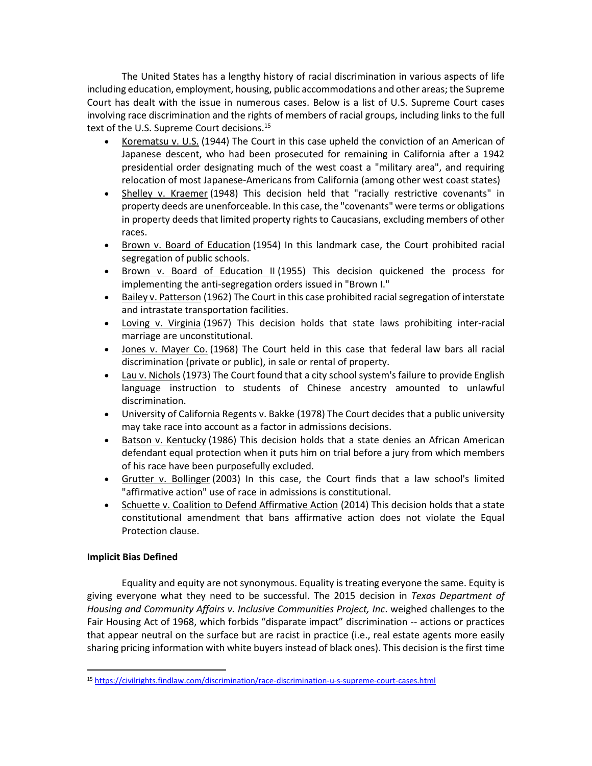The United States has a lengthy history of racial discrimination in various aspects of life including education, employment, housing, public accommodations and other areas; the Supreme Court has dealt with the issue in numerous cases. Below is a list of U.S. Supreme Court cases involving race discrimination and the rights of members of racial groups, including links to the full text of the U.S. Supreme Court decisions.[15]

- Korematsu v. U.S. (1944) The Court in this case upheld the conviction of an American of Japanese descent, who had been prosecuted for remaining in California after a 1942 presidential order designating much of the west coast a "military area", and requiring relocation of most Japanese-Americans from California (among other west coast states)
- Shelley v. Kraemer (1948) This decision held that "racially restrictive covenants" in property deeds are unenforceable. In this case, the "covenants" were terms or obligations in property deeds that limited property rights to Caucasians, excluding members of other races.
- Brown v. Board of Education (1954) In this landmark case, the Court prohibited racial segregation of public schools.
- Brown v. Board of Education II (1955) This decision quickened the process for implementing the anti-segregation orders issued in "Brown I."
- Bailey v. Patterson (1962) The Court in this case prohibited racial segregation of interstate and intrastate transportation facilities.
- Loving v. Virginia (1967) This decision holds that state laws prohibiting inter-racial marriage are unconstitutional.
- Jones v. Mayer Co. (1968) The Court held in this case that federal law bars all racial discrimination (private or public), in sale or rental of property.
- Lau v. Nichols (1973) The Court found that a city school system's failure to provide English language instruction to students of Chinese ancestry amounted to unlawful discrimination.
- University of California Regents v. Bakke (1978) The Court decides that a public university may take race into account as a factor in admissions decisions.
- Batson v. Kentucky (1986) This decision holds that a state denies an African American defendant equal protection when it puts him on trial before a jury from which members of his race have been purposefully excluded.
- Grutter v. Bollinger (2003) In this case, the Court finds that a law school's limited "affirmative action" use of race in admissions is constitutional.
- Schuette v. Coalition to Defend Affirmative Action (2014) This decision holds that a state constitutional amendment that bans affirmative action does not violate the Equal Protection clause.

**Implicit Bias Defined**

Equality and equity are not synonymous. Equality is treating everyone the same. Equity is giving everyone what they need to be successful. The 2015 decision in *Texas Department of Housing and Community Affairs v. Inclusive Communities Project, Inc*. weighed challenges to the Fair Housing Act of 1968, which forbids "disparate impact" discrimination -- actions or practices that appear neutral on the surface but are racist in practice (i.e., real estate agents more easily sharing pricing information with white buyers instead of black ones). This decision is the first time

[15] https://civilrights.findlaw.com/discrimination/race-discrimination-u-s-supreme-court-cases.html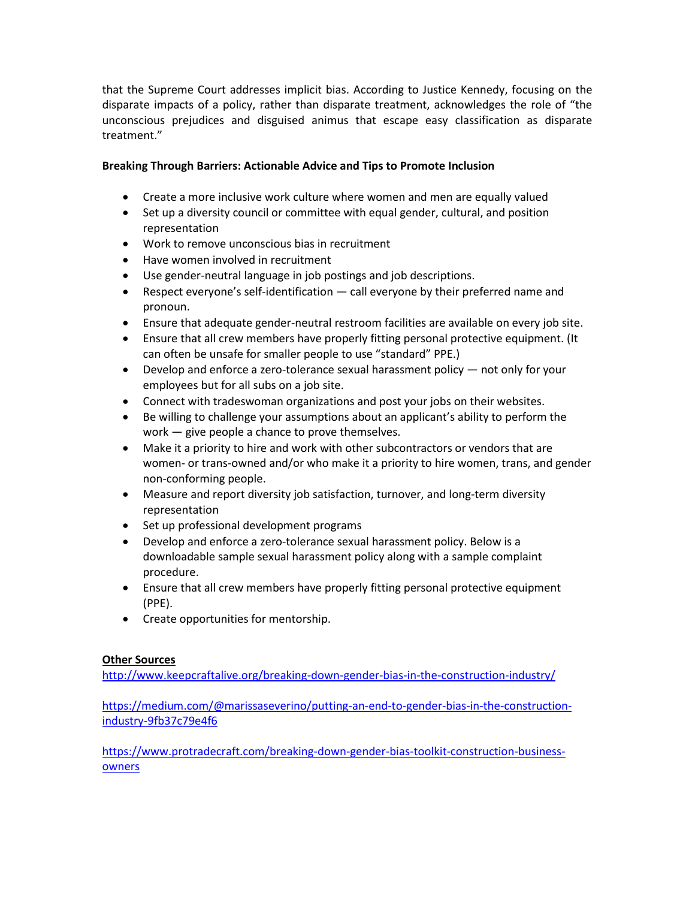that the Supreme Court addresses implicit bias. According to Justice Kennedy, focusing on the disparate impacts of a policy, rather than disparate treatment, acknowledges the role of "the unconscious prejudices and disguised animus that escape easy classification as disparate treatment."

**Breaking Through Barriers: Actionable Advice and Tips to Promote Inclusion**

- Create a more inclusive work culture where women and men are equally valued
- Set up a diversity council or committee with equal gender, cultural, and position representation
- Work to remove unconscious bias in recruitment
- Have women involved in recruitment
- Use gender-neutral language in job postings and job descriptions.
- Respect everyone's self-identification — call everyone by their preferred name and pronoun.
- Ensure that adequate gender-neutral restroom facilities are available on every job site.
- Ensure that all crew members have properly fitting personal protective equipment. (It can often be unsafe for smaller people to use "standard" PPE.)
- Develop and enforce a zero-tolerance sexual harassment policy — not only for your employees but for all subs on a job site.
- Connect with tradeswoman organizations and post your jobs on their websites.
- Be willing to challenge your assumptions about an applicant's ability to perform the work — give people a chance to prove themselves.
- Make it a priority to hire and work with other subcontractors or vendors that are women- or trans-owned and/or who make it a priority to hire women, trans, and gender non-conforming people.
- Measure and report diversity job satisfaction, turnover, and long-term diversity representation
- Set up professional development programs
- Develop and enforce a zero-tolerance sexual harassment policy. Below is a downloadable sample sexual harassment policy along with a sample complaint procedure.
- Ensure that all crew members have properly fitting personal protective equipment (PPE).
- Create opportunities for mentorship.

**Other Sources**

http://www.keepcraftalive.org/breaking-down-gender-bias-in-the-construction-industry/

https://medium.com/@marissaseverino/putting-an-end-to-gender-bias-in-the-construction-industry-9fb37c79e4f6

https://www.protradecraft.com/breaking-down-gender-bias-toolkit-construction-business-owners